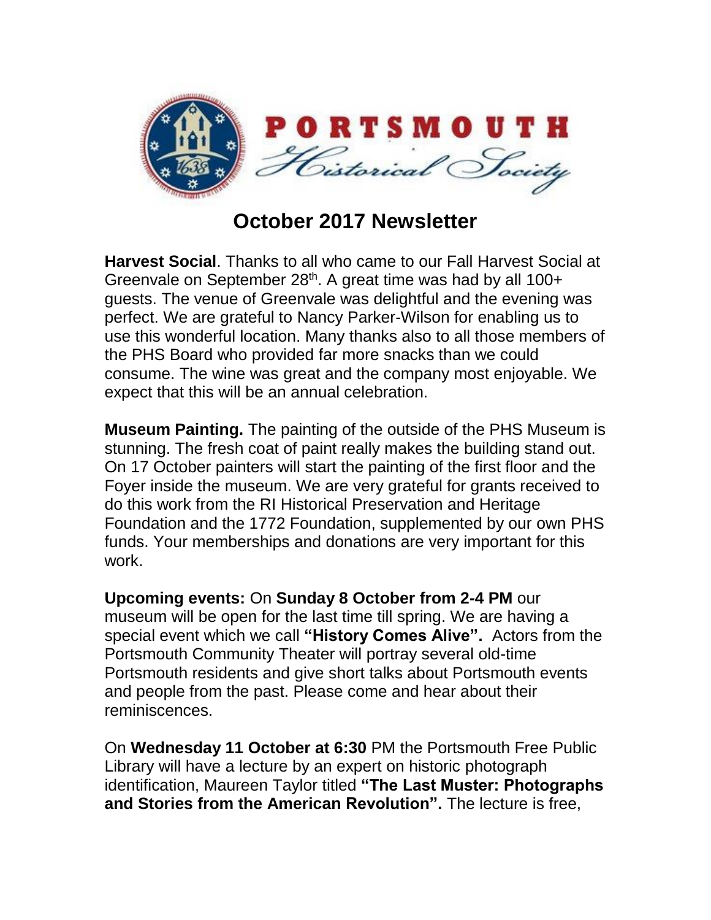PORTSMOUTH Historical Society

# October 2017 Newsletter

**Harvest Social**. Thanks to all who came to our Fall Harvest Social at Greenvale on September 28th. A great time was had by all 100+ guests. The venue of Greenvale was delightful and the evening was perfect. We are grateful to Nancy Parker-Wilson for enabling us to use this wonderful location. Many thanks also to all those members of the PHS Board who provided far more snacks than we could consume. The wine was great and the company most enjoyable. We expect that this will be an annual celebration.

**Museum Painting.** The painting of the outside of the PHS Museum is stunning. The fresh coat of paint really makes the building stand out. On 17 October painters will start the painting of the first floor and the Foyer inside the museum. We are very grateful for grants received to do this work from the RI Historical Preservation and Heritage Foundation and the 1772 Foundation, supplemented by our own PHS funds. Your memberships and donations are very important for this work.

**Upcoming events:** On **Sunday 8 October from 2-4 PM** our museum will be open for the last time till spring. We are having a special event which we call **"History Comes Alive".** Actors from the Portsmouth Community Theater will portray several old-time Portsmouth residents and give short talks about Portsmouth events and people from the past. Please come and hear about their reminiscences.

On **Wednesday 11 October at 6:30** PM the Portsmouth Free Public Library will have a lecture by an expert on historic photograph identification, Maureen Taylor titled **"The Last Muster: Photographs and Stories from the American Revolution".** The lecture is free,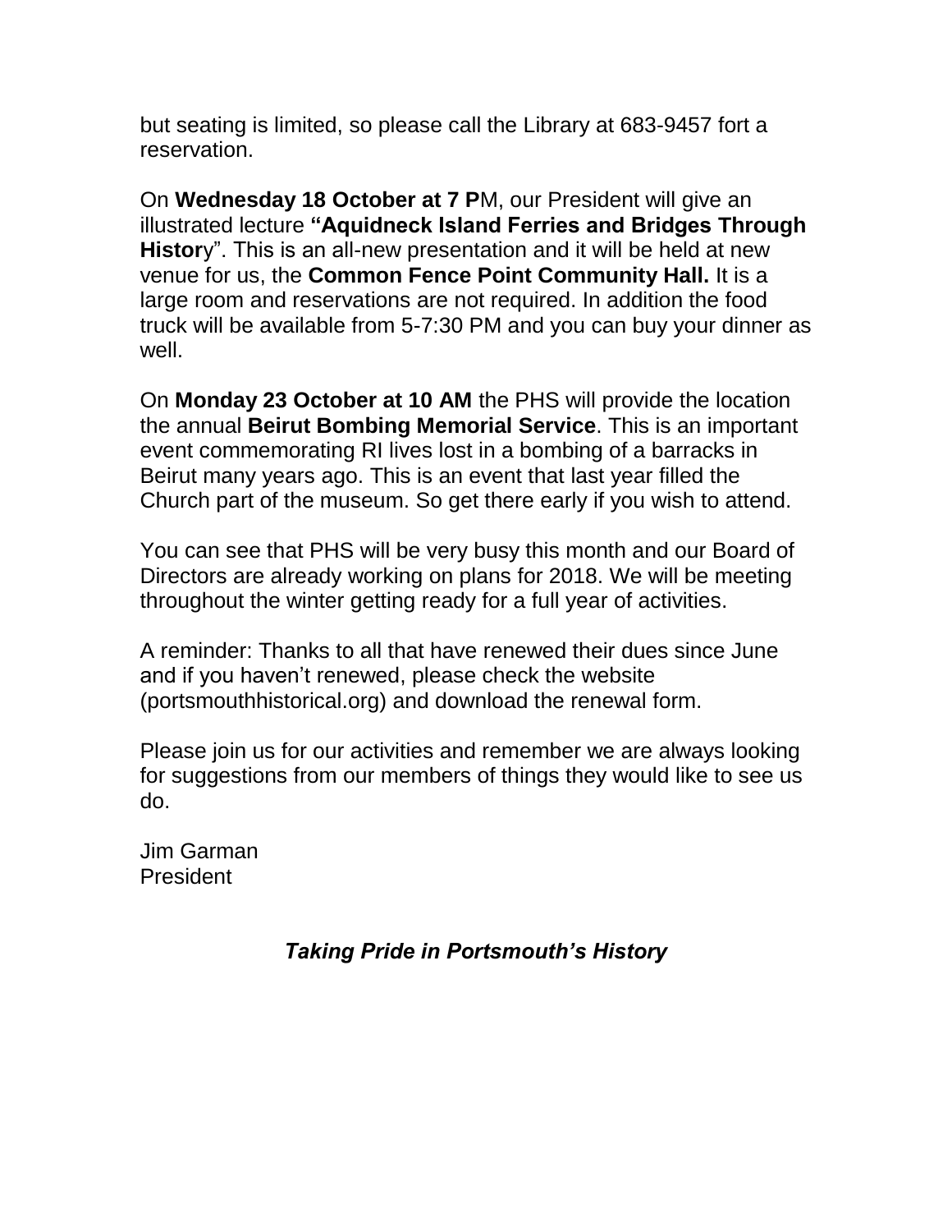but seating is limited, so please call the Library at 683-9457 fort a reservation.

On **Wednesday 18 October at 7 P**M, our President will give an illustrated lecture **"Aquidneck Island Ferries and Bridges Through Histor**y". This is an all-new presentation and it will be held at new venue for us, the **Common Fence Point Community Hall.** It is a large room and reservations are not required. In addition the food truck will be available from 5-7:30 PM and you can buy your dinner as well.

On **Monday 23 October at 10 AM** the PHS will provide the location the annual **Beirut Bombing Memorial Service**. This is an important event commemorating RI lives lost in a bombing of a barracks in Beirut many years ago. This is an event that last year filled the Church part of the museum. So get there early if you wish to attend.

You can see that PHS will be very busy this month and our Board of Directors are already working on plans for 2018. We will be meeting throughout the winter getting ready for a full year of activities.

A reminder: Thanks to all that have renewed their dues since June and if you haven't renewed, please check the website (portsmouthhistorical.org) and download the renewal form.

Please join us for our activities and remember we are always looking for suggestions from our members of things they would like to see us do.

Jim Garman
President

***Taking Pride in Portsmouth's History***